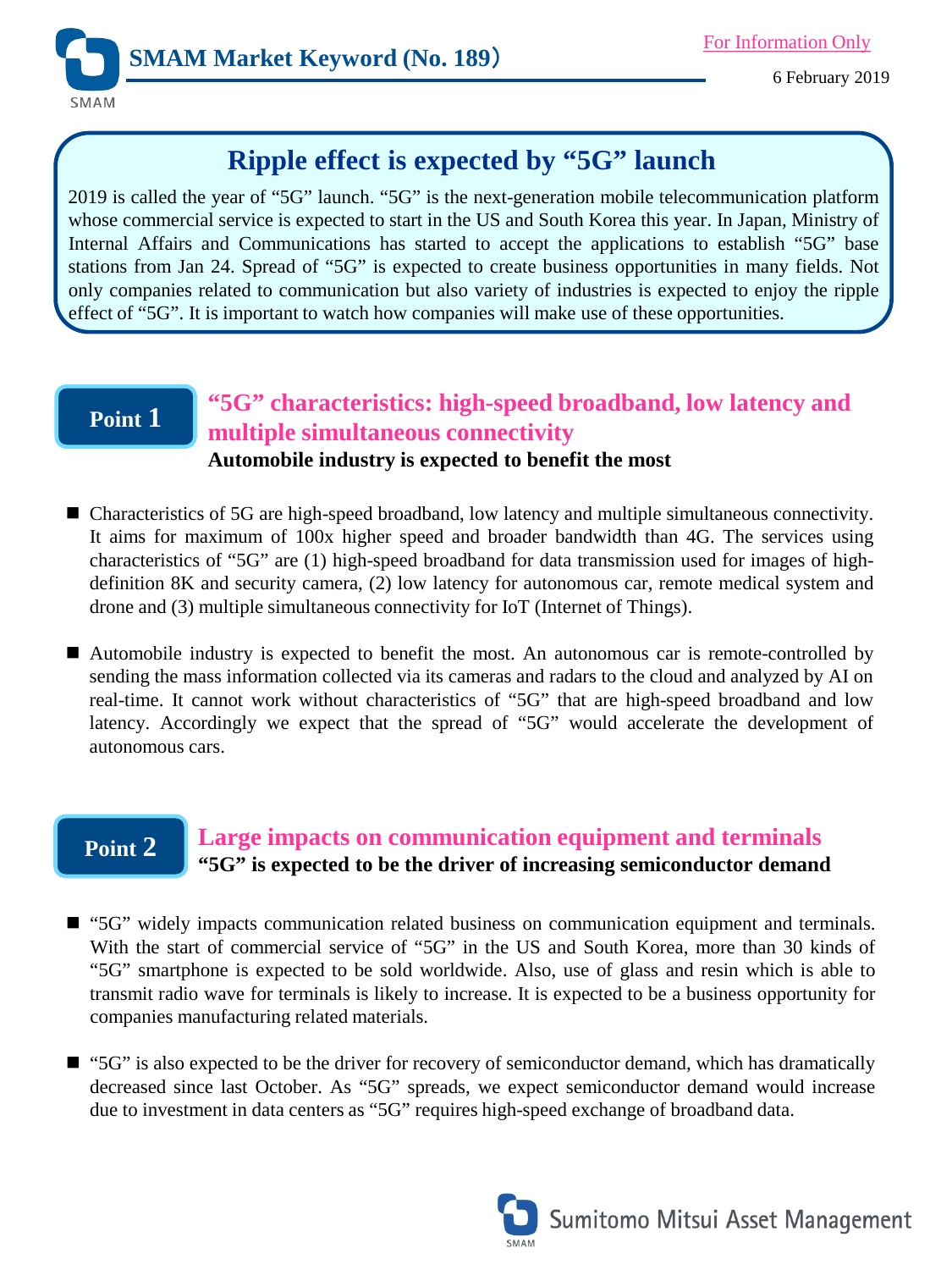# SMAM Market Keyword (No. 189)

For Information Only

6 February 2019

## Ripple effect is expected by "5G" launch

2019 is called the year of "5G" launch. "5G" is the next-generation mobile telecommunication platform whose commercial service is expected to start in the US and South Korea this year. In Japan, Ministry of Internal Affairs and Communications has started to accept the applications to establish "5G" base stations from Jan 24. Spread of "5G" is expected to create business opportunities in many fields. Not only companies related to communication but also variety of industries is expected to enjoy the ripple effect of "5G". It is important to watch how companies will make use of these opportunities.

## Point 1 "5G" characteristics: high-speed broadband, low latency and multiple simultaneous connectivity

**Automobile industry is expected to benefit the most**

- Characteristics of 5G are high-speed broadband, low latency and multiple simultaneous connectivity. It aims for maximum of 100x higher speed and broader bandwidth than 4G. The services using characteristics of "5G" are (1) high-speed broadband for data transmission used for images of high-definition 8K and security camera, (2) low latency for autonomous car, remote medical system and drone and (3) multiple simultaneous connectivity for IoT (Internet of Things).
- Automobile industry is expected to benefit the most. An autonomous car is remote-controlled by sending the mass information collected via its cameras and radars to the cloud and analyzed by AI on real-time. It cannot work without characteristics of "5G" that are high-speed broadband and low latency. Accordingly we expect that the spread of "5G" would accelerate the development of autonomous cars.

## Point 2 Large impacts on communication equipment and terminals

**"5G" is expected to be the driver of increasing semiconductor demand**

- "5G" widely impacts communication related business on communication equipment and terminals. With the start of commercial service of "5G" in the US and South Korea, more than 30 kinds of "5G" smartphone is expected to be sold worldwide. Also, use of glass and resin which is able to transmit radio wave for terminals is likely to increase. It is expected to be a business opportunity for companies manufacturing related materials.
- "5G" is also expected to be the driver for recovery of semiconductor demand, which has dramatically decreased since last October. As "5G" spreads, we expect semiconductor demand would increase due to investment in data centers as "5G" requires high-speed exchange of broadband data.

Sumitomo Mitsui Asset Management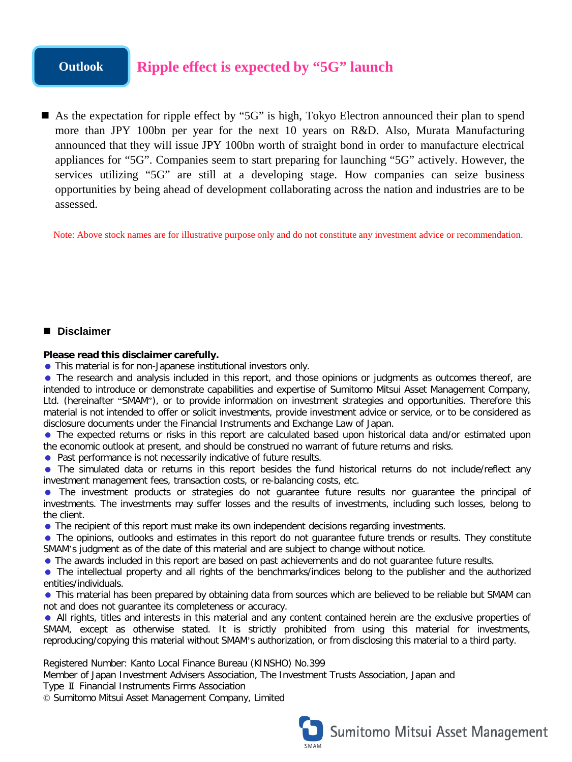## Outlook

## Ripple effect is expected by "5G" launch

- As the expectation for ripple effect by "5G" is high, Tokyo Electron announced their plan to spend more than JPY 100bn per year for the next 10 years on R&D. Also, Murata Manufacturing announced that they will issue JPY 100bn worth of straight bond in order to manufacture electrical appliances for "5G". Companies seem to start preparing for launching "5G" actively. However, the services utilizing "5G" are still at a developing stage. How companies can seize business opportunities by being ahead of development collaborating across the nation and industries are to be assessed.

Note: Above stock names are for illustrative purpose only and do not constitute any investment advice or recommendation.

### Disclaimer

**Please read this disclaimer carefully.**

- This material is for non-Japanese institutional investors only.
- The research and analysis included in this report, and those opinions or judgments as outcomes thereof, are intended to introduce or demonstrate capabilities and expertise of Sumitomo Mitsui Asset Management Company, Ltd. (hereinafter "SMAM"), or to provide information on investment strategies and opportunities. Therefore this material is not intended to offer or solicit investments, provide investment advice or service, or to be considered as disclosure documents under the Financial Instruments and Exchange Law of Japan.
- The expected returns or risks in this report are calculated based upon historical data and/or estimated upon the economic outlook at present, and should be construed no warrant of future returns and risks.
- Past performance is not necessarily indicative of future results.
- The simulated data or returns in this report besides the fund historical returns do not include/reflect any investment management fees, transaction costs, or re-balancing costs, etc.
- The investment products or strategies do not guarantee future results nor guarantee the principal of investments. The investments may suffer losses and the results of investments, including such losses, belong to the client.
- The recipient of this report must make its own independent decisions regarding investments.
- The opinions, outlooks and estimates in this report do not guarantee future trends or results. They constitute SMAM's judgment as of the date of this material and are subject to change without notice.
- The awards included in this report are based on past achievements and do not guarantee future results.
- The intellectual property and all rights of the benchmarks/indices belong to the publisher and the authorized entities/individuals.
- This material has been prepared by obtaining data from sources which are believed to be reliable but SMAM can not and does not guarantee its completeness or accuracy.
- All rights, titles and interests in this material and any content contained herein are the exclusive properties of SMAM, except as otherwise stated. It is strictly prohibited from using this material for investments, reproducing/copying this material without SMAM's authorization, or from disclosing this material to a third party.

Registered Number: Kanto Local Finance Bureau (KINSHO) No.399
Member of Japan Investment Advisers Association, The Investment Trusts Association, Japan and
Type Ⅱ Financial Instruments Firms Association
© Sumitomo Mitsui Asset Management Company, Limited

SMAM Sumitomo Mitsui Asset Management